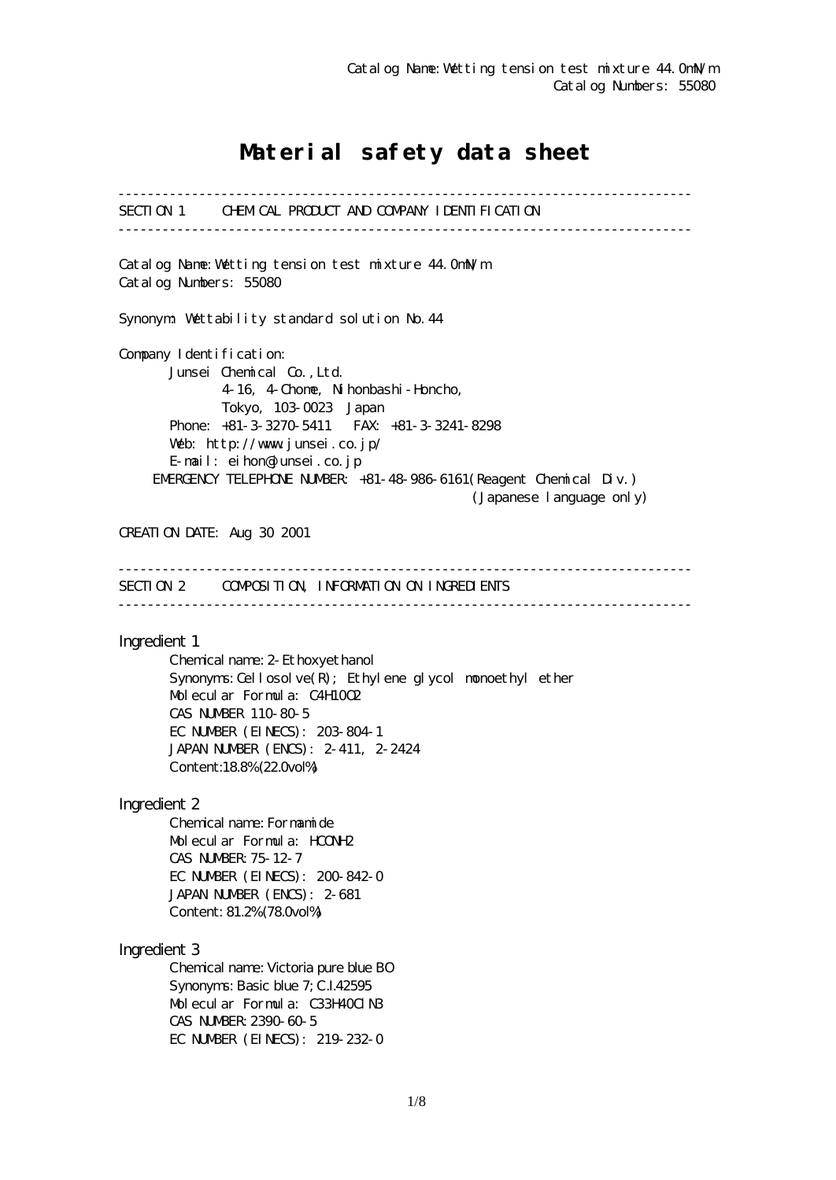Catalog Name: Wetting tension test mixture 44.0mN/m
Catalog Numbers: 55080

# Material safety data sheet

---

## SECTION 1 CHEMICAL PRODUCT AND COMPANY IDENTIFICATION

---

Catalog Name: Wetting tension test mixture 44.0mN/m
Catalog Numbers: 55080

Synonym: Wettability standard solution No.44

Company Identification:
Junsei Chemical Co.,Ltd.
4-16, 4-Chome, Nihonbashi-Honcho,
Tokyo, 103-0023 Japan
Phone: +81-3-3270-5411 FAX: +81-3-3241-8298
Web: http://www.junsei.co.jp/
E-mail: eihon@junsei.co.jp
EMERGENCY TELEPHONE NUMBER: +81-48-986-6161(Reagent Chemical Div.)
(Japanese language only)

CREATION DATE: Aug 30 2001

---

## SECTION 2 COMPOSITION, INFORMATION ON INGREDIENTS

---

### Ingredient 1

Chemical name: 2-Ethoxyethanol
Synonyms: Cellosolve(R); Ethylene glycol monoethyl ether
Molecular Formula: $C_4H_{10}O_2$
CAS NUMBER 110-80-5
EC NUMBER (EINECS): 203-804-1
JAPAN NUMBER (ENCS): 2-411, 2-2424
Content:18.8%(22.0vol%)

### Ingredient 2

Chemical name: Formamide
Molecular Formula: $HCONH_2$
CAS NUMBER: 75-12-7
EC NUMBER (EINECS): 200-842-0
JAPAN NUMBER (ENCS): 2-681
Content: 81.2%(78.0vol%)

### Ingredient 3

Chemical name: Victoria pure blue BO
Synonyms: Basic blue 7; C.I.42595
Molecular Formula: $C_{33}H_{40}ClN_3$
CAS NUMBER: 2390-60-5
EC NUMBER (EINECS): 219-232-0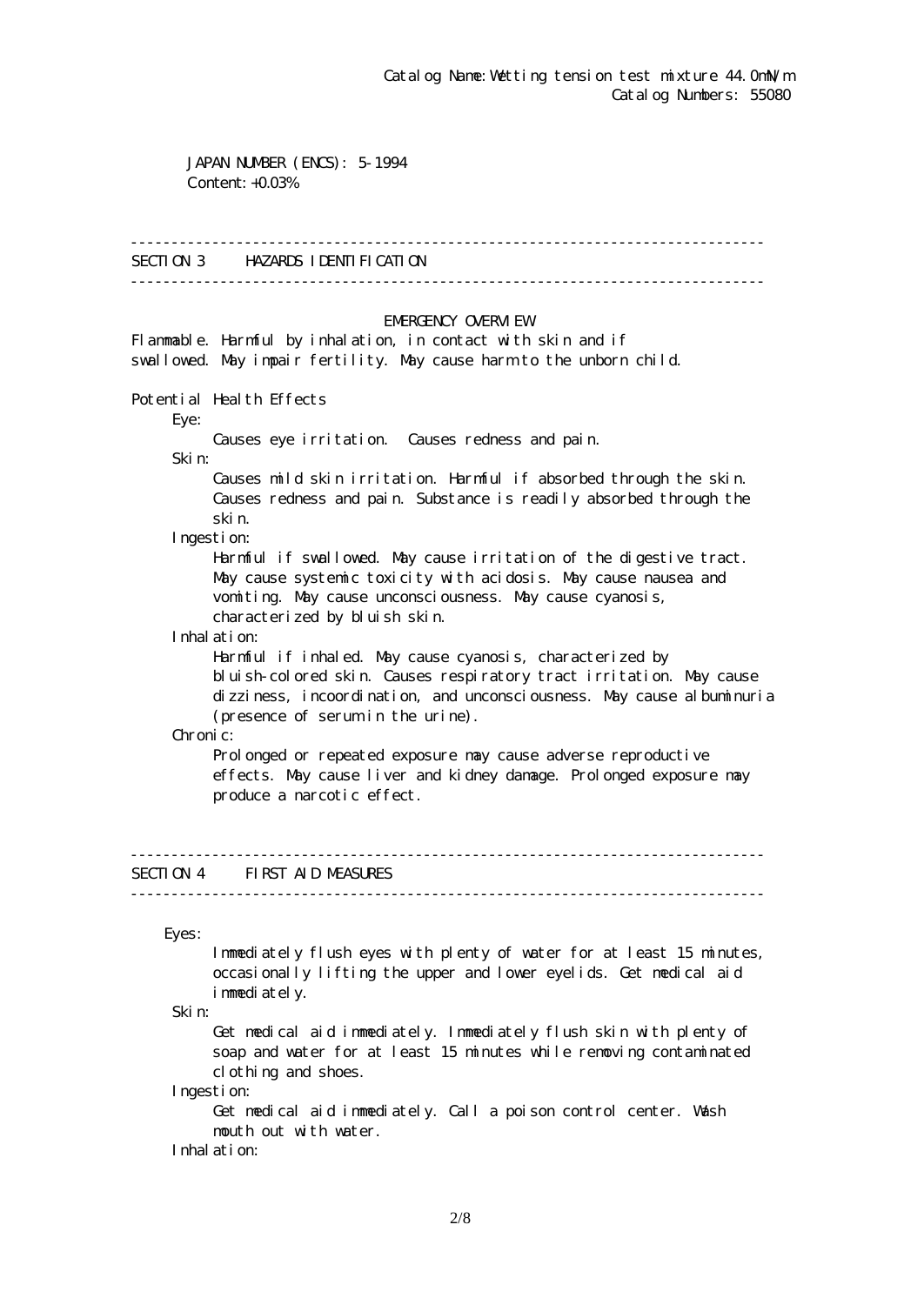Catalog Name: Wetting tension test mixture 44.0mN/m
Catalog Numbers: 55080

JAPAN NUMBER (ENCS): 5-1994
Content: +0.03%

## SECTION 3 HAZARDS IDENTIFICATION

EMERGENCY OVERVIEW

Flammable. Harmful by inhalation, in contact with skin and if swallowed. May impair fertility. May cause harm to the unborn child.

Potential Health Effects

Eye:
Causes eye irritation. Causes redness and pain.

Skin:
Causes mild skin irritation. Harmful if absorbed through the skin. Causes redness and pain. Substance is readily absorbed through the skin.

Ingestion:
Harmful if swallowed. May cause irritation of the digestive tract. May cause systemic toxicity with acidosis. May cause nausea and vomiting. May cause unconsciousness. May cause cyanosis, characterized by bluish skin.

Inhalation:
Harmful if inhaled. May cause cyanosis, characterized by bluish-colored skin. Causes respiratory tract irritation. May cause dizziness, incoordination, and unconsciousness. May cause albuminuria (presence of serum in the urine).

Chronic:
Prolonged or repeated exposure may cause adverse reproductive effects. May cause liver and kidney damage. Prolonged exposure may produce a narcotic effect.

## SECTION 4 FIRST AID MEASURES

Eyes:
Immediately flush eyes with plenty of water for at least 15 minutes, occasionally lifting the upper and lower eyelids. Get medical aid immediately.

Skin:
Get medical aid immediately. Immediately flush skin with plenty of soap and water for at least 15 minutes while removing contaminated clothing and shoes.

Ingestion:
Get medical aid immediately. Call a poison control center. Wash mouth out with water.

Inhalation: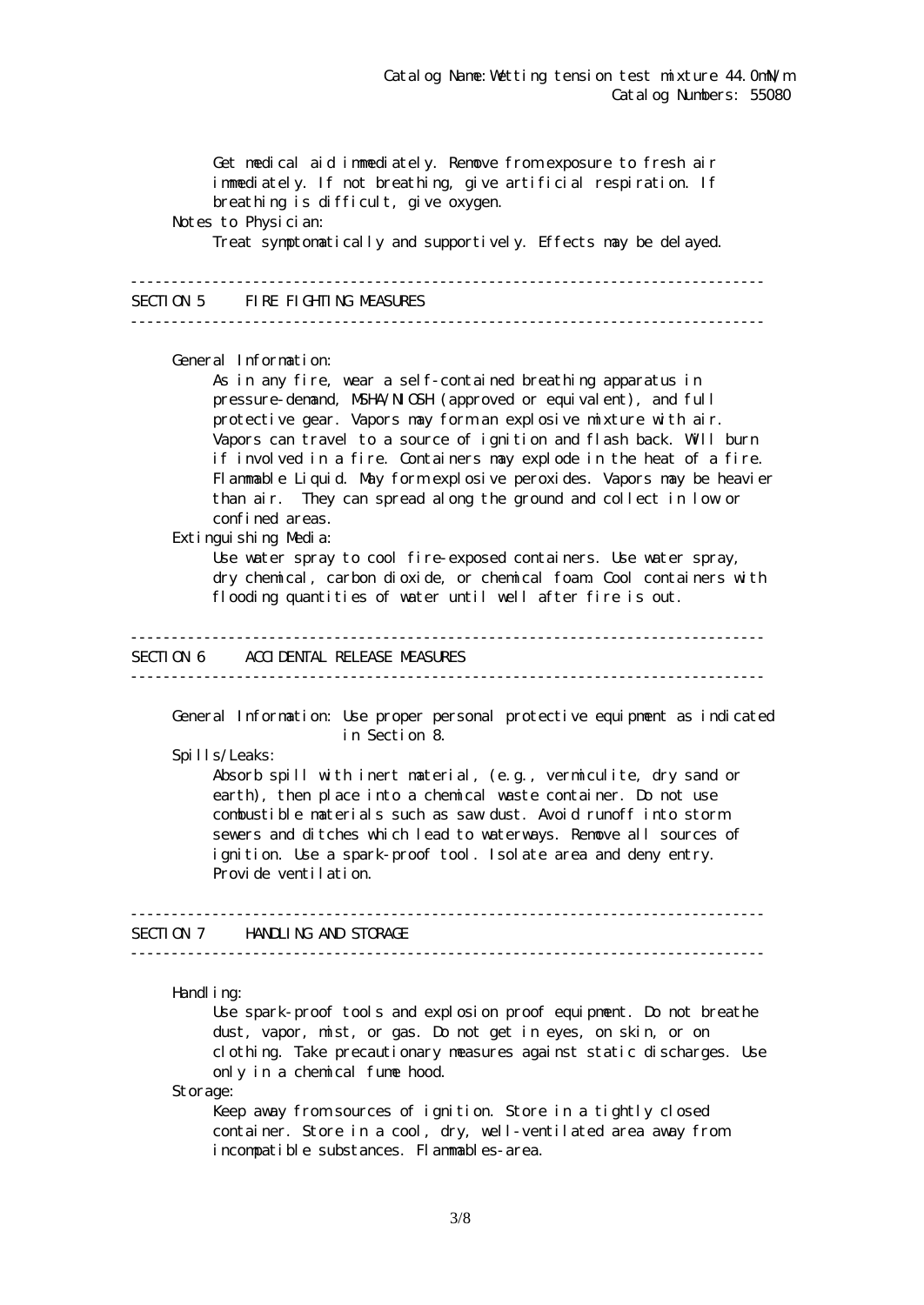Get medical aid immediately. Remove from exposure to fresh air immediately. If not breathing, give artificial respiration. If breathing is difficult, give oxygen.

**Notes to Physician:**

Treat symptomatically and supportively. Effects may be delayed.

## SECTION 5 FIRE FIGHTING MEASURES

**General Information:**

As in any fire, wear a self-contained breathing apparatus in pressure-demand, MSHA/NIOSH (approved or equivalent), and full protective gear. Vapors may form an explosive mixture with air. Vapors can travel to a source of ignition and flash back. Will burn if involved in a fire. Containers may explode in the heat of a fire. Flammable Liquid. May form explosive peroxides. Vapors may be heavier than air. They can spread along the ground and collect in low or confined areas.

**Extinguishing Media:**

Use water spray to cool fire-exposed containers. Use water spray, dry chemical, carbon dioxide, or chemical foam. Cool containers with flooding quantities of water until well after fire is out.

## SECTION 6 ACCIDENTAL RELEASE MEASURES

**General Information:** Use proper personal protective equipment as indicated in Section 8.

**Spills/Leaks:**

Absorb spill with inert material, (e.g., vermiculite, dry sand or earth), then place into a chemical waste container. Do not use combustible materials such as saw dust. Avoid runoff into storm sewers and ditches which lead to waterways. Remove all sources of ignition. Use a spark-proof tool. Isolate area and deny entry. Provide ventilation.

## SECTION 7 HANDLING AND STORAGE

**Handling:**

Use spark-proof tools and explosion proof equipment. Do not breathe dust, vapor, mist, or gas. Do not get in eyes, on skin, or on clothing. Take precautionary measures against static discharges. Use only in a chemical fume hood.

**Storage:**

Keep away from sources of ignition. Store in a tightly closed container. Store in a cool, dry, well-ventilated area away from incompatible substances. Flammables-area.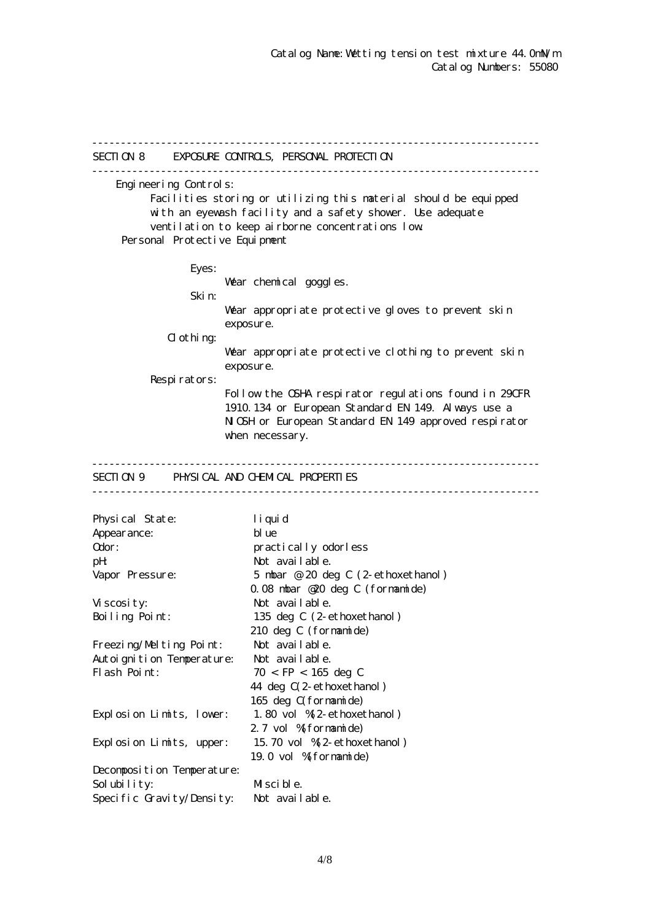Catalog Name: Wetting tension test mixture 44.0mN/m
Catalog Numbers: 55080

## SECTION 8 EXPOSURE CONTROLS, PERSONAL PROTECTION

Engineering Controls:

Facilities storing or utilizing this material should be equipped with an eyewash facility and a safety shower. Use adequate ventilation to keep airborne concentrations low.

Personal Protective Equipment

Eyes:
Wear chemical goggles.

Skin:
Wear appropriate protective gloves to prevent skin exposure.

Clothing:
Wear appropriate protective clothing to prevent skin exposure.

Respirators:
Follow the OSHA respirator regulations found in 29CFR 1910.134 or European Standard EN 149. Always use a NIOSH or European Standard EN 149 approved respirator when necessary.

## SECTION 9 PHYSICAL AND CHEMICAL PROPERTIES

| | |
|---|---|
| Physical State: | liquid |
| Appearance: | blue |
| Odor: | practically odorless |
| pH: | Not available. |
| Vapor Pressure: | 5 mbar @ 20 deg C (2-ethoxethanol)<br>0.08 mbar @20 deg C (formamide) |
| Viscosity: | Not available. |
| Boiling Point: | 135 deg C (2-ethoxethanol)<br>210 deg C (formamide) |
| Freezing/Melting Point: | Not available. |
| Autoignition Temperature: | Not available. |
| Flash Point: | 70 < FP < 165 deg C<br>44 deg C(2-ethoxethanol)<br>165 deg C(formamide) |
| Explosion Limits, lower: | 1.80 vol %(2-ethoxethanol)<br>2.7 vol %(formamide) |
| Explosion Limits, upper: | 15.70 vol %(2-ethoxethanol)<br>19.0 vol %(formamide) |
| Decomposition Temperature: | |
| Solubility: | Miscible. |
| Specific Gravity/Density: | Not available. |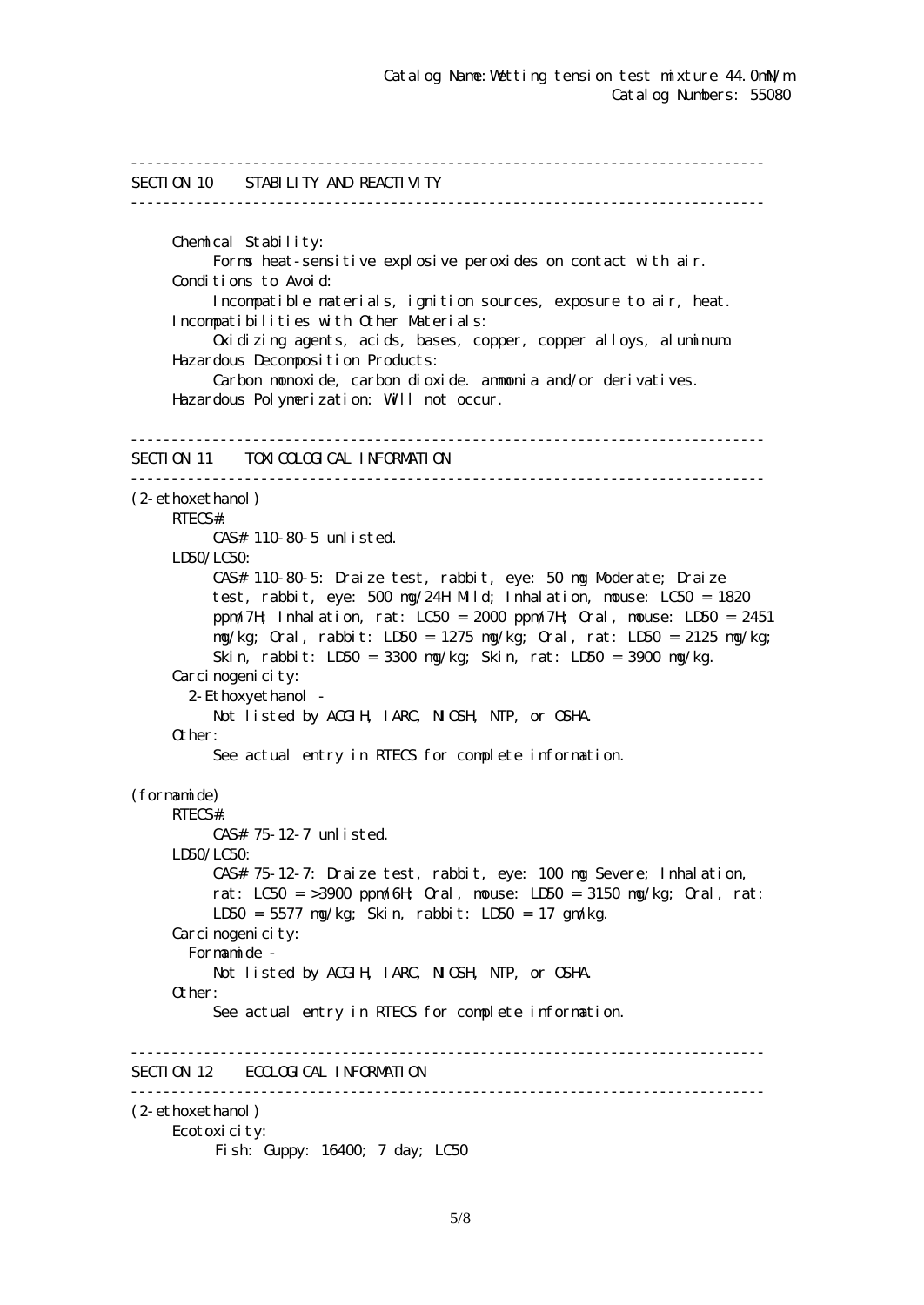Catalog Name: Wetting tension test mixture 44.0mN/m
Catalog Numbers: 55080

---

## SECTION 10 STABILITY AND REACTIVITY

---

Chemical Stability:
Forms heat-sensitive explosive peroxides on contact with air.

Conditions to Avoid:
Incompatible materials, ignition sources, exposure to air, heat.

Incompatibilities with Other Materials:
Oxidizing agents, acids, bases, copper, copper alloys, aluminum.

Hazardous Decomposition Products:
Carbon monoxide, carbon dioxide. ammonia and/or derivatives.

Hazardous Polymerization: Will not occur.

---

## SECTION 11 TOXICOLOGICAL INFORMATION

---

(2-ethoxethanol)

RTECS#:
CAS# 110-80-5 unlisted.

LD50/LC50:
CAS# 110-80-5: Draize test, rabbit, eye: 50 mg Moderate; Draize test, rabbit, eye: 500 mg/24H Mild; Inhalation, mouse: LC50 = 1820 ppm/7H; Inhalation, rat: LC50 = 2000 ppm/7H; Oral, mouse: LD50 = 2451 mg/kg; Oral, rabbit: LD50 = 1275 mg/kg; Oral, rat: LD50 = 2125 mg/kg; Skin, rabbit: LD50 = 3300 mg/kg; Skin, rat: LD50 = 3900 mg/kg.

Carcinogenicity:
2-Ethoxyethanol -
Not listed by ACGIH, IARC, NIOSH, NTP, or OSHA.

Other:
See actual entry in RTECS for complete information.

(formamide)

RTECS#:
CAS# 75-12-7 unlisted.

LD50/LC50:
CAS# 75-12-7: Draize test, rabbit, eye: 100 mg Severe; Inhalation, rat: LC50 = >3900 ppm/6H; Oral, mouse: LD50 = 3150 mg/kg; Oral, rat: LD50 = 5577 mg/kg; Skin, rabbit: LD50 = 17 gm/kg.

Carcinogenicity:
Formamide -
Not listed by ACGIH, IARC, NIOSH, NTP, or OSHA.

Other:
See actual entry in RTECS for complete information.

---

## SECTION 12 ECOLOGICAL INFORMATION

---

(2-ethoxethanol)

Ecotoxicity:
Fish: Guppy: 16400; 7 day; LC50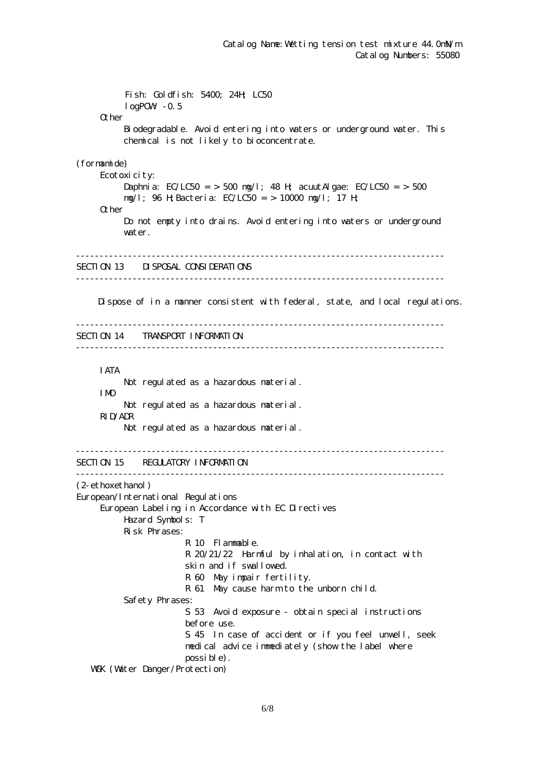Fish: Goldfish: 5400; 24H; LC50
logPOW: -0.5

Other

Biodegradable. Avoid entering into waters or underground water. This chemical is not likely to bioconcentrate.

(formamide)

Ecotoxicity:

Daphnia: EC/LC50 = > 500 mg/l; 48 H; acuutAlgae: EC/LC50 = > 500 mg/l; 96 H;Bacteria: EC/LC50 = > 10000 mg/l; 17 H;

Other

Do not empty into drains. Avoid entering into waters or underground water.

---

## SECTION 13 DISPOSAL CONSIDERATIONS

---

Dispose of in a manner consistent with federal, state, and local regulations.

---

## SECTION 14 TRANSPORT INFORMATION

---

IATA

Not regulated as a hazardous material.

IMO

Not regulated as a hazardous material.

RID/ADR

Not regulated as a hazardous material.

---

## SECTION 15 REGULATORY INFORMATION

---

(2-ethoxethanol)

European/International Regulations

European Labeling in Accordance with EC Directives

Hazard Symbols: T

Risk Phrases:

R 10 Flammable.
R 20/21/22 Harmful by inhalation, in contact with skin and if swallowed.
R 60 May impair fertility.
R 61 May cause harm to the unborn child.

Safety Phrases:

S 53 Avoid exposure - obtain special instructions before use.
S 45 In case of accident or if you feel unwell, seek medical advice immediately (show the label where possible).

WGK (Water Danger/Protection)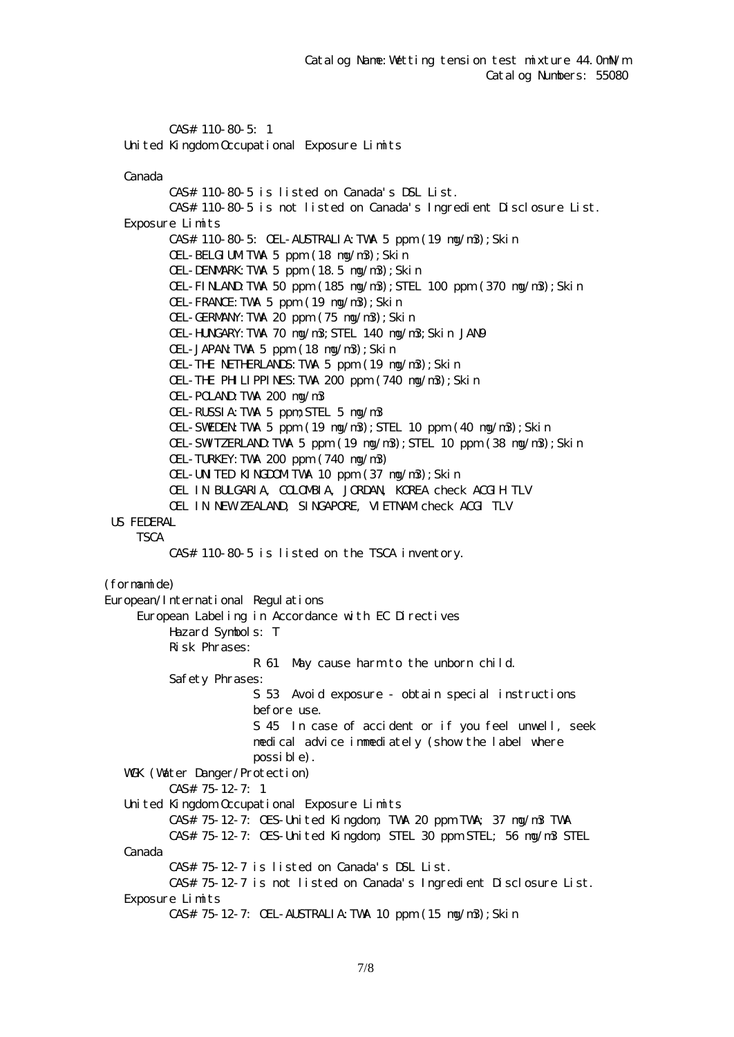CAS# 110-80-5: 1

United Kingdom Occupational Exposure Limits

Canada

CAS# 110-80-5 is listed on Canada's DSL List.
CAS# 110-80-5 is not listed on Canada's Ingredient Disclosure List.

Exposure Limits

CAS# 110-80-5: OEL-AUSTRALIA:TWA 5 ppm (19 mg/m3);Skin
OEL-BELGIUM:TWA 5 ppm (18 mg/m3);Skin
OEL-DENMARK:TWA 5 ppm (18.5 mg/m3);Skin
OEL-FINLAND:TWA 50 ppm (185 mg/m3);STEL 100 ppm (370 mg/m3);Skin
OEL-FRANCE:TWA 5 ppm (19 mg/m3);Skin
OEL-GERMANY:TWA 20 ppm (75 mg/m3);Skin
OEL-HUNGARY:TWA 70 mg/m3;STEL 140 mg/m3;Skin JAN9
OEL-JAPAN:TWA 5 ppm (18 mg/m3);Skin
OEL-THE NETHERLANDS:TWA 5 ppm (19 mg/m3);Skin
OEL-THE PHILIPPINES:TWA 200 ppm (740 mg/m3);Skin
OEL-POLAND:TWA 200 mg/m3
OEL-RUSSIA:TWA 5 ppm;STEL 5 mg/m3
OEL-SWEDEN:TWA 5 ppm (19 mg/m3);STEL 10 ppm (40 mg/m3);Skin
OEL-SWITZERLAND:TWA 5 ppm (19 mg/m3);STEL 10 ppm (38 mg/m3);Skin
OEL-TURKEY:TWA 200 ppm (740 mg/m3)
OEL-UNITED KINGDOM:TWA 10 ppm (37 mg/m3);Skin
OEL IN BULGARIA, COLOMBIA, JORDAN, KOREA check ACGIH TLV
OEL IN NEW ZEALAND, SINGAPORE, VIETNAM check ACGI TLV

US FEDERAL

TSCA

CAS# 110-80-5 is listed on the TSCA inventory.

(formamide)

European/International Regulations

European Labeling in Accordance with EC Directives

Hazard Symbols: T

Risk Phrases:

R 61 May cause harm to the unborn child.

Safety Phrases:

S 53 Avoid exposure - obtain special instructions before use.

S 45 In case of accident or if you feel unwell, seek medical advice immediately (show the label where possible).

WGK (Water Danger/Protection)

CAS# 75-12-7: 1

United Kingdom Occupational Exposure Limits

CAS# 75-12-7: OES-United Kingdom, TWA 20 ppm TWA; 37 mg/m3 TWA
CAS# 75-12-7: OES-United Kingdom, STEL 30 ppm STEL; 56 mg/m3 STEL

Canada

CAS# 75-12-7 is listed on Canada's DSL List.
CAS# 75-12-7 is not listed on Canada's Ingredient Disclosure List.

Exposure Limits

CAS# 75-12-7: OEL-AUSTRALIA:TWA 10 ppm (15 mg/m3);Skin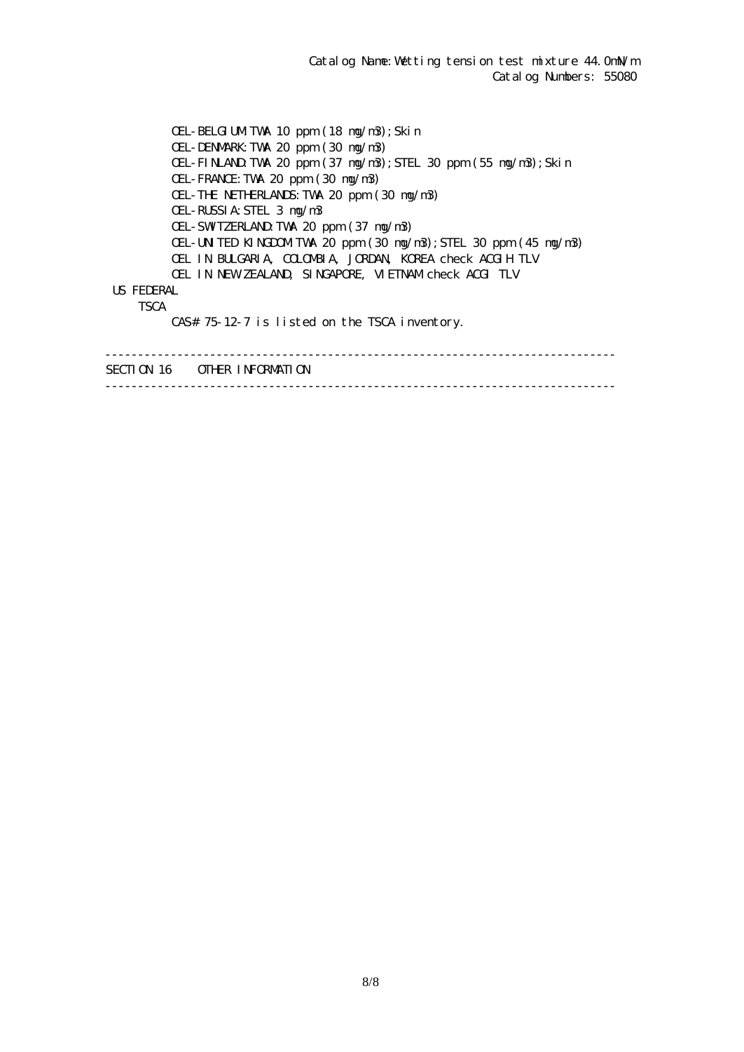OEL-BELGIUM:TWA 10 ppm (18 mg/m3);Skin
OEL-DENMARK:TWA 20 ppm (30 mg/m3)
OEL-FINLAND:TWA 20 ppm (37 mg/m3);STEL 30 ppm (55 mg/m3);Skin
OEL-FRANCE:TWA 20 ppm (30 mg/m3)
OEL-THE NETHERLANDS:TWA 20 ppm (30 mg/m3)
OEL-RUSSIA:STEL 3 mg/m3
OEL-SWITZERLAND:TWA 20 ppm (37 mg/m3)
OEL-UNITED KINGDOM:TWA 20 ppm (30 mg/m3);STEL 30 ppm (45 mg/m3)
OEL IN BULGARIA, COLOMBIA, JORDAN, KOREA check ACGIH TLV
OEL IN NEW ZEALAND, SINGAPORE, VIETNAM check ACGI TLV

US FEDERAL

TSCA

CAS# 75-12-7 is listed on the TSCA inventory.

---

## SECTION 16 OTHER INFORMATION

---